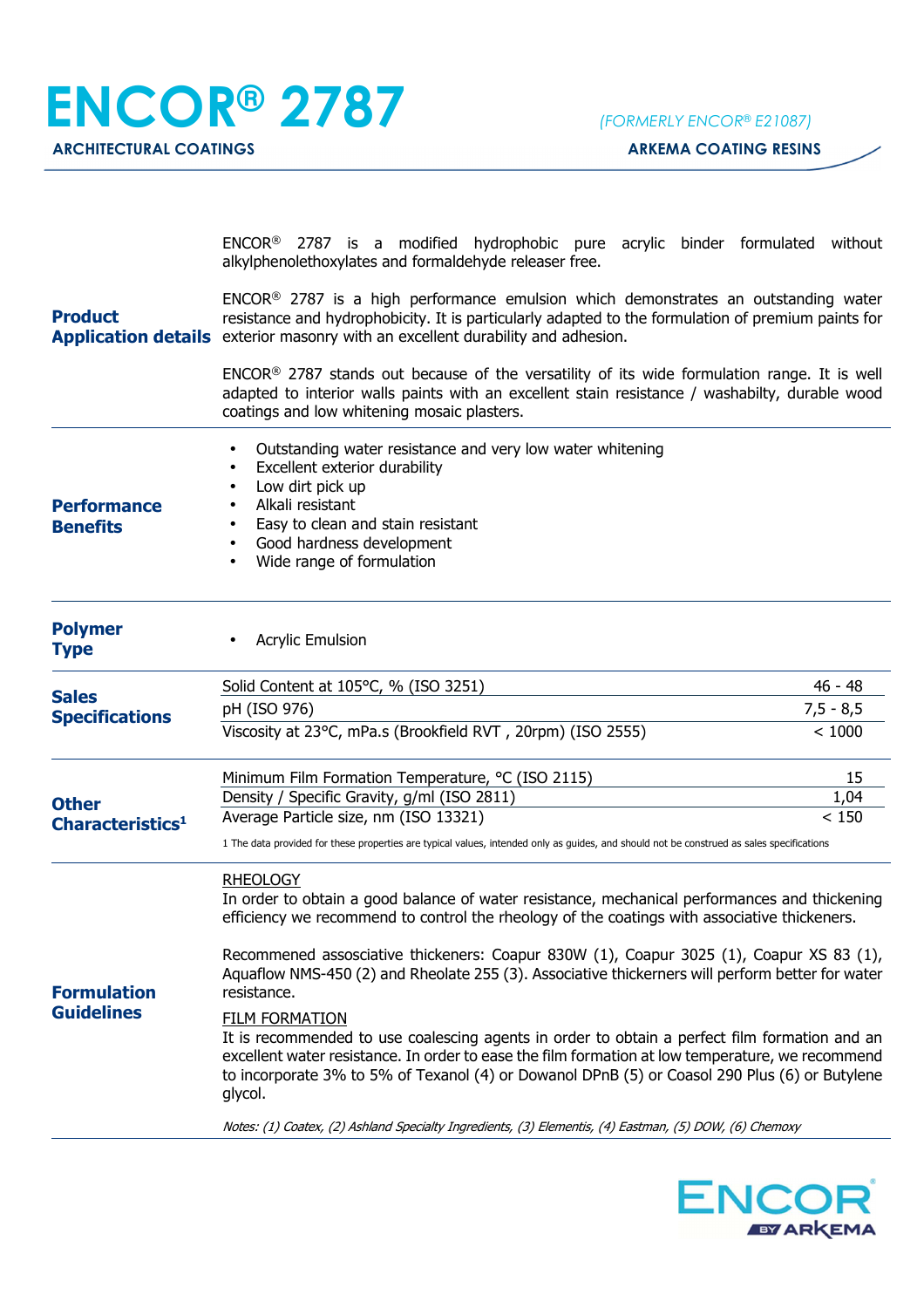# ENCOR® 2787

**ARCHITECTURAL COATINGS**

*(FORMERLY ENCOR® E21087)*

**ARKEMA COATING RESINS**

## Product Application details

ENCOR® 2787 is a modified hydrophobic pure acrylic binder formulated without alkylphenolethoxylates and formaldehyde releaser free.

ENCOR® 2787 is a high performance emulsion which demonstrates an outstanding water resistance and hydrophobicity. It is particularly adapted to the formulation of premium paints for exterior masonry with an excellent durability and adhesion.

ENCOR® 2787 stands out because of the versatility of its wide formulation range. It is well adapted to interior walls paints with an excellent stain resistance / washabilty, durable wood coatings and low whitening mosaic plasters.

## Performance Benefits

- Outstanding water resistance and very low water whitening
- Excellent exterior durability
- Low dirt pick up
- Alkali resistant
- Easy to clean and stain resistant
- Good hardness development
- Wide range of formulation

## Polymer Type

- Acrylic Emulsion

## Sales Specifications

| Property | Value |
|---|---|
| Solid Content at 105°C, % (ISO 3251) | 46 - 48 |
| pH (ISO 976) | 7,5 - 8,5 |
| Viscosity at 23°C, mPa.s (Brookfield RVT , 20rpm) (ISO 2555) | < 1000 |

## Other Characteristics[1]

| Property | Value |
|---|---|
| Minimum Film Formation Temperature, °C (ISO 2115) | 15 |
| Density / Specific Gravity, g/ml (ISO 2811) | 1,04 |
| Average Particle size, nm (ISO 13321) | < 150 |

1 The data provided for these properties are typical values, intended only as guides, and should not be construed as sales specifications

## Formulation Guidelines

RHEOLOGY

In order to obtain a good balance of water resistance, mechanical performances and thickening efficiency we recommend to control the rheology of the coatings with associative thickeners.

Recommened assosciative thickeners: Coapur 830W (1), Coapur 3025 (1), Coapur XS 83 (1), Aquaflow NMS-450 (2) and Rheolate 255 (3). Associative thickerners will perform better for water resistance.

FILM FORMATION

It is recommended to use coalescing agents in order to obtain a perfect film formation and an excellent water resistance. In order to ease the film formation at low temperature, we recommend to incorporate 3% to 5% of Texanol (4) or Dowanol DPnB (5) or Coasol 290 Plus (6) or Butylene glycol.

*Notes: (1) Coatex, (2) Ashland Specialty Ingredients, (3) Elementis, (4) Eastman, (5) DOW, (6) Chemoxy*

ENCOR BY ARKEMA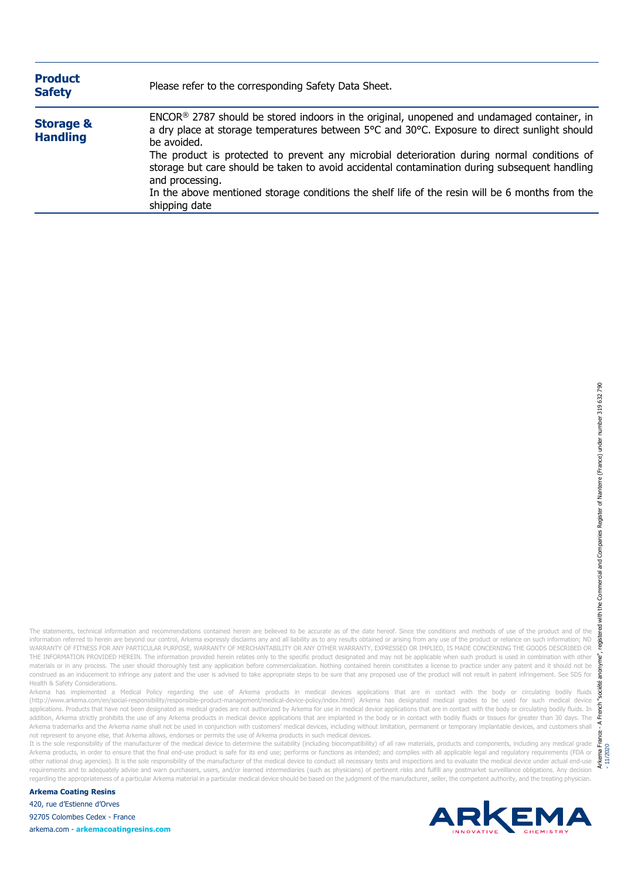| | |
|---|---|
| **Product Safety** | Please refer to the corresponding Safety Data Sheet. |
| **Storage & Handling** | ENCOR® 2787 should be stored indoors in the original, unopened and undamaged container, in a dry place at storage temperatures between 5°C and 30°C. Exposure to direct sunlight should be avoided.<br>The product is protected to prevent any microbial deterioration during normal conditions of storage but care should be taken to avoid accidental contamination during subsequent handling and processing.<br>In the above mentioned storage conditions the shelf life of the resin will be 6 months from the shipping date |

The statements, technical information and recommendations contained herein are believed to be accurate as of the date hereof. Since the conditions and methods of use of the product and of the information referred to herein are beyond our control, Arkema expressly disclaims any and all liability as to any results obtained or arising from any use of the product or reliance on such information; NO WARRANTY OF FITNESS FOR ANY PARTICULAR PURPOSE, WARRANTY OF MERCHANTABILITY OR ANY OTHER WARRANTY, EXPRESSED OR IMPLIED, IS MADE CONCERNING THE GOODS DESCRIBED OR THE INFORMATION PROVIDED HEREIN. The information provided herein relates only to the specific product designated and may not be applicable when such product is used in combination with other materials or in any process. The user should thoroughly test any application before commercialization. Nothing contained herein constitutes a license to practice under any patent and it should not be construed as an inducement to infringe any patent and the user is advised to take appropriate steps to be sure that any proposed use of the product will not result in patent infringement. See SDS for Health & Safety Considerations.

Arkema has implemented a Medical Policy regarding the use of Arkema products in medical devices applications that are in contact with the body or circulating bodily fluids (http://www.arkema.com/en/social-responsibility/responsible-product-management/medical-device-policy/index.html) Arkema has designated medical grades to be used for such medical device applications. Products that have not been designated as medical grades are not authorized by Arkema for use in medical device applications that are in contact with the body or circulating bodily fluids. In addition, Arkema strictly prohibits the use of any Arkema products in medical device applications that are implanted in the body or in contact with bodily fluids or tissues for greater than 30 days. The Arkema trademarks and the Arkema name shall not be used in conjunction with customers' medical devices, including without limitation, permanent or temporary implantable devices, and customers shall not represent to anyone else, that Arkema allows, endorses or permits the use of Arkema products in such medical devices.

It is the sole responsibility of the manufacturer of the medical device to determine the suitability (including biocompatibility) of all raw materials, products and components, including any medical grade Arkema products, in order to ensure that the final end-use product is safe for its end use; performs or functions as intended; and complies with all applicable legal and regulatory requirements (FDA or other national drug agencies). It is the sole responsibility of the manufacturer of the medical device to conduct all necessary tests and inspections and to evaluate the medical device under actual end-use requirements and to adequately advise and warn purchasers, users, and/or learned intermediaries (such as physicians) of pertinent risks and fulfill any postmarket surveillance obligations. Any decision regarding the appropriateness of a particular Arkema material in a particular medical device should be based on the judgment of the manufacturer, seller, the competent authority, and the treating physician.

**Arkema Coating Resins**
420, rue d'Estienne d'Orves
92705 Colombes Cedex - France
arkema.com - **arkemacoatingresins.com**

ARKEMA INNOVATIVE CHEMISTRY

Arkema France - A French "société anonyme", registered with the Commercial and Companies Register of Nanterre (France) under number 319 632 790 - 11/2020